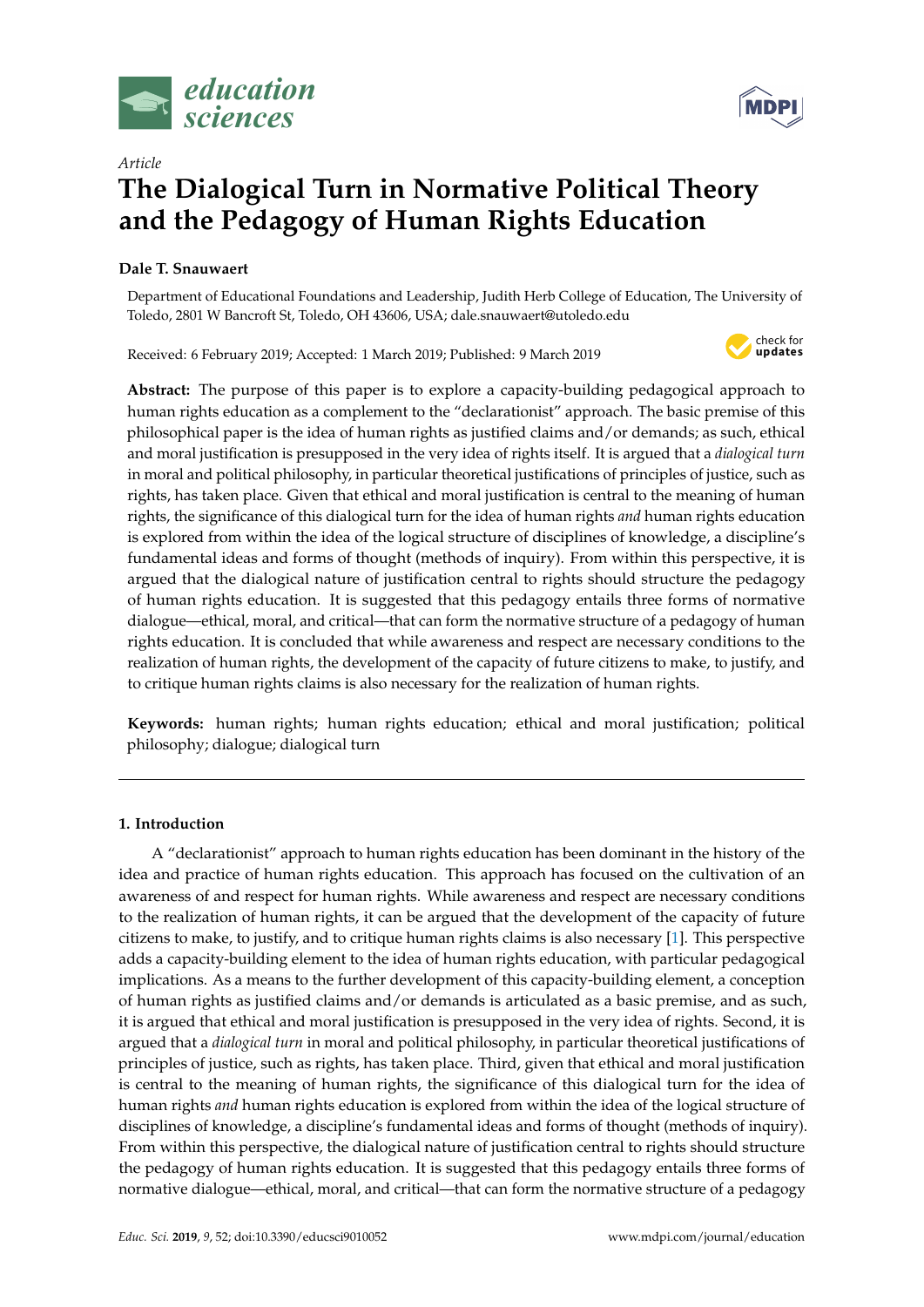*education sciences*

*Article*

# The Dialogical Turn in Normative Political Theory and the Pedagogy of Human Rights Education

**Dale T. Snauwaert**

Department of Educational Foundations and Leadership, Judith Herb College of Education, The University of Toledo, 2801 W Bancroft St, Toledo, OH 43606, USA; dale.snauwaert@utoledo.edu

Received: 6 February 2019; Accepted: 1 March 2019; Published: 9 March 2019

**Abstract:** The purpose of this paper is to explore a capacity-building pedagogical approach to human rights education as a complement to the "declarationist" approach. The basic premise of this philosophical paper is the idea of human rights as justified claims and/or demands; as such, ethical and moral justification is presupposed in the very idea of rights itself. It is argued that a *dialogical turn* in moral and political philosophy, in particular theoretical justifications of principles of justice, such as rights, has taken place. Given that ethical and moral justification is central to the meaning of human rights, the significance of this dialogical turn for the idea of human rights *and* human rights education is explored from within the idea of the logical structure of disciplines of knowledge, a discipline's fundamental ideas and forms of thought (methods of inquiry). From within this perspective, it is argued that the dialogical nature of justification central to rights should structure the pedagogy of human rights education. It is suggested that this pedagogy entails three forms of normative dialogue—ethical, moral, and critical—that can form the normative structure of a pedagogy of human rights education. It is concluded that while awareness and respect are necessary conditions to the realization of human rights, the development of the capacity of future citizens to make, to justify, and to critique human rights claims is also necessary for the realization of human rights.

**Keywords:** human rights; human rights education; ethical and moral justification; political philosophy; dialogue; dialogical turn

## 1. Introduction

A "declarationist" approach to human rights education has been dominant in the history of the idea and practice of human rights education. This approach has focused on the cultivation of an awareness of and respect for human rights. While awareness and respect are necessary conditions to the realization of human rights, it can be argued that the development of the capacity of future citizens to make, to justify, and to critique human rights claims is also necessary [1]. This perspective adds a capacity-building element to the idea of human rights education, with particular pedagogical implications. As a means to the further development of this capacity-building element, a conception of human rights as justified claims and/or demands is articulated as a basic premise, and as such, it is argued that ethical and moral justification is presupposed in the very idea of rights. Second, it is argued that a *dialogical turn* in moral and political philosophy, in particular theoretical justifications of principles of justice, such as rights, has taken place. Third, given that ethical and moral justification is central to the meaning of human rights, the significance of this dialogical turn for the idea of human rights *and* human rights education is explored from within the idea of the logical structure of disciplines of knowledge, a discipline's fundamental ideas and forms of thought (methods of inquiry). From within this perspective, the dialogical nature of justification central to rights should structure the pedagogy of human rights education. It is suggested that this pedagogy entails three forms of normative dialogue—ethical, moral, and critical—that can form the normative structure of a pedagogy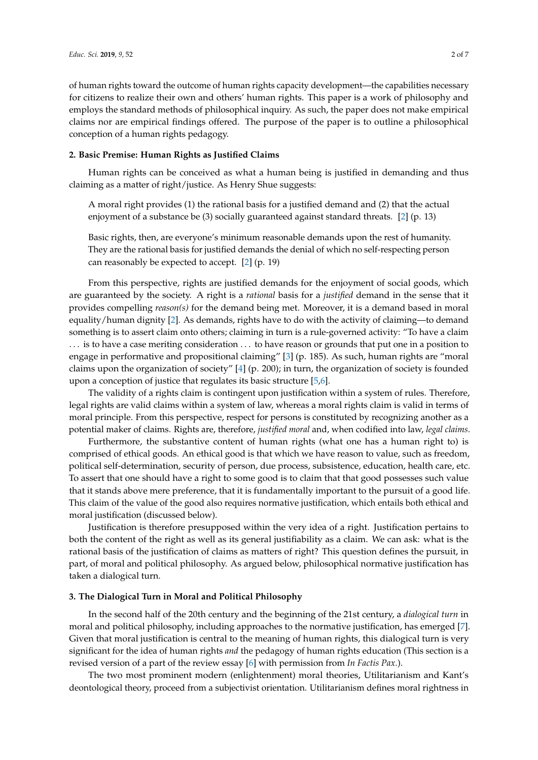of human rights toward the outcome of human rights capacity development—the capabilities necessary for citizens to realize their own and others' human rights. This paper is a work of philosophy and employs the standard methods of philosophical inquiry. As such, the paper does not make empirical claims nor are empirical findings offered. The purpose of the paper is to outline a philosophical conception of a human rights pedagogy.

## 2. Basic Premise: Human Rights as Justified Claims

Human rights can be conceived as what a human being is justified in demanding and thus claiming as a matter of right/justice. As Henry Shue suggests:

> A moral right provides (1) the rational basis for a justified demand and (2) that the actual enjoyment of a substance be (3) socially guaranteed against standard threats. [2] (p. 13)

> Basic rights, then, are everyone's minimum reasonable demands upon the rest of humanity. They are the rational basis for justified demands the denial of which no self-respecting person can reasonably be expected to accept. [2] (p. 19)

From this perspective, rights are justified demands for the enjoyment of social goods, which are guaranteed by the society. A right is a *rational* basis for a *justified* demand in the sense that it provides compelling *reason(s)* for the demand being met. Moreover, it is a demand based in moral equality/human dignity [2]. As demands, rights have to do with the activity of claiming—to demand something is to assert claim onto others; claiming in turn is a rule-governed activity: "To have a claim ... is to have a case meriting consideration ... to have reason or grounds that put one in a position to engage in performative and propositional claiming" [3] (p. 185). As such, human rights are "moral claims upon the organization of society" [4] (p. 200); in turn, the organization of society is founded upon a conception of justice that regulates its basic structure [5,6].

The validity of a rights claim is contingent upon justification within a system of rules. Therefore, legal rights are valid claims within a system of law, whereas a moral rights claim is valid in terms of moral principle. From this perspective, respect for persons is constituted by recognizing another as a potential maker of claims. Rights are, therefore, *justified moral* and, when codified into law, *legal claims*.

Furthermore, the substantive content of human rights (what one has a human right to) is comprised of ethical goods. An ethical good is that which we have reason to value, such as freedom, political self-determination, security of person, due process, subsistence, education, health care, etc. To assert that one should have a right to some good is to claim that that good possesses such value that it stands above mere preference, that it is fundamentally important to the pursuit of a good life. This claim of the value of the good also requires normative justification, which entails both ethical and moral justification (discussed below).

Justification is therefore presupposed within the very idea of a right. Justification pertains to both the content of the right as well as its general justifiability as a claim. We can ask: what is the rational basis of the justification of claims as matters of right? This question defines the pursuit, in part, of moral and political philosophy. As argued below, philosophical normative justification has taken a dialogical turn.

## 3. The Dialogical Turn in Moral and Political Philosophy

In the second half of the 20th century and the beginning of the 21st century, a *dialogical turn* in moral and political philosophy, including approaches to the normative justification, has emerged [7]. Given that moral justification is central to the meaning of human rights, this dialogical turn is very significant for the idea of human rights *and* the pedagogy of human rights education (This section is a revised version of a part of the review essay [6] with permission from *In Factis Pax*.).

The two most prominent modern (enlightenment) moral theories, Utilitarianism and Kant's deontological theory, proceed from a subjectivist orientation. Utilitarianism defines moral rightness in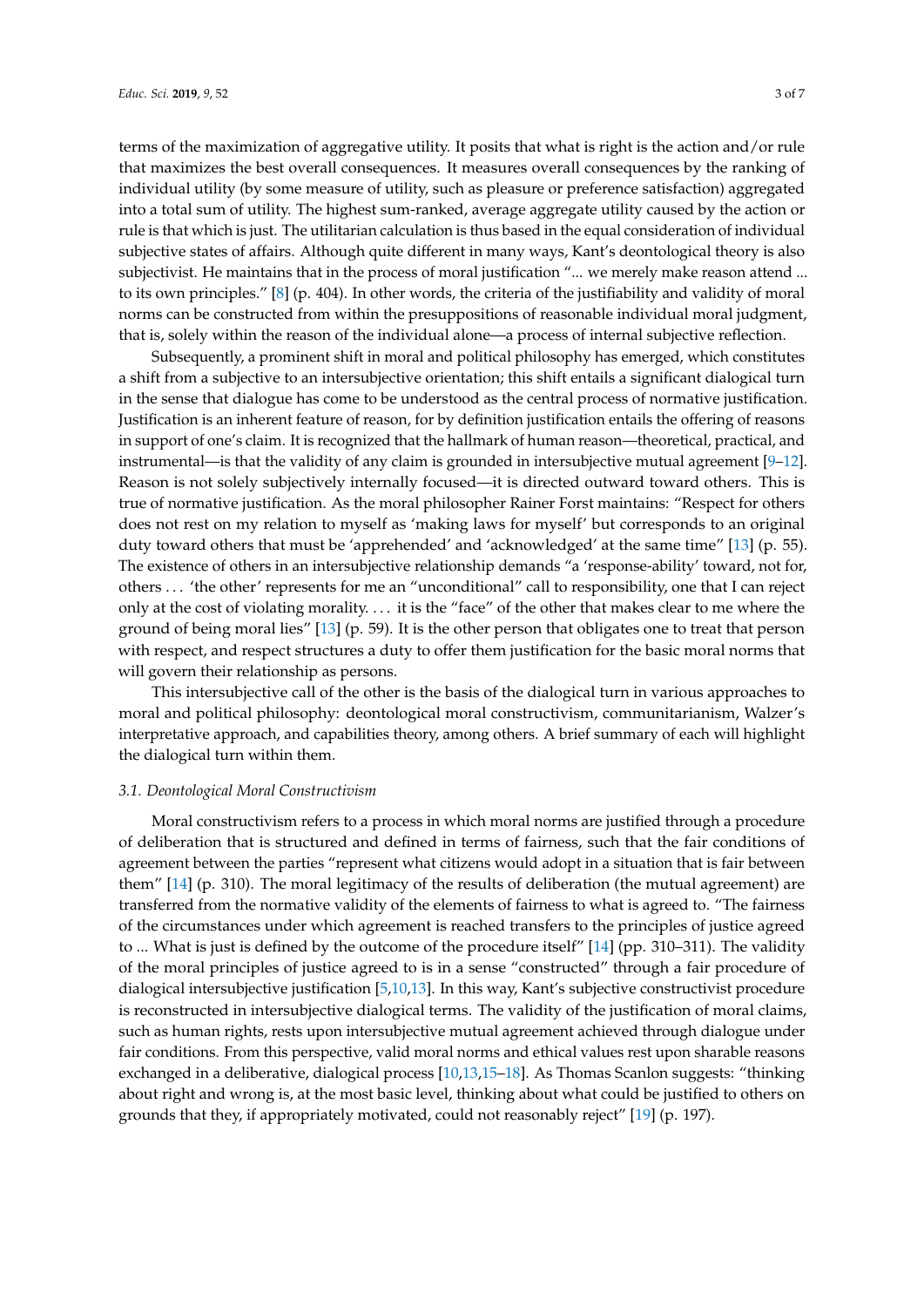terms of the maximization of aggregative utility. It posits that what is right is the action and/or rule that maximizes the best overall consequences. It measures overall consequences by the ranking of individual utility (by some measure of utility, such as pleasure or preference satisfaction) aggregated into a total sum of utility. The highest sum-ranked, average aggregate utility caused by the action or rule is that which is just. The utilitarian calculation is thus based in the equal consideration of individual subjective states of affairs. Although quite different in many ways, Kant's deontological theory is also subjectivist. He maintains that in the process of moral justification "... we merely make reason attend ... to its own principles." [8] (p. 404). In other words, the criteria of the justifiability and validity of moral norms can be constructed from within the presuppositions of reasonable individual moral judgment, that is, solely within the reason of the individual alone—a process of internal subjective reflection.

Subsequently, a prominent shift in moral and political philosophy has emerged, which constitutes a shift from a subjective to an intersubjective orientation; this shift entails a significant dialogical turn in the sense that dialogue has come to be understood as the central process of normative justification. Justification is an inherent feature of reason, for by definition justification entails the offering of reasons in support of one's claim. It is recognized that the hallmark of human reason—theoretical, practical, and instrumental—is that the validity of any claim is grounded in intersubjective mutual agreement [9–12]. Reason is not solely subjectively internally focused—it is directed outward toward others. This is true of normative justification. As the moral philosopher Rainer Forst maintains: "Respect for others does not rest on my relation to myself as 'making laws for myself' but corresponds to an original duty toward others that must be 'apprehended' and 'acknowledged' at the same time" [13] (p. 55). The existence of others in an intersubjective relationship demands "a 'response-ability' toward, not for, others ... 'the other' represents for me an "unconditional" call to responsibility, one that I can reject only at the cost of violating morality. ... it is the "face" of the other that makes clear to me where the ground of being moral lies" [13] (p. 59). It is the other person that obligates one to treat that person with respect, and respect structures a duty to offer them justification for the basic moral norms that will govern their relationship as persons.

This intersubjective call of the other is the basis of the dialogical turn in various approaches to moral and political philosophy: deontological moral constructivism, communitarianism, Walzer's interpretative approach, and capabilities theory, among others. A brief summary of each will highlight the dialogical turn within them.

### 3.1. Deontological Moral Constructivism

Moral constructivism refers to a process in which moral norms are justified through a procedure of deliberation that is structured and defined in terms of fairness, such that the fair conditions of agreement between the parties "represent what citizens would adopt in a situation that is fair between them" [14] (p. 310). The moral legitimacy of the results of deliberation (the mutual agreement) are transferred from the normative validity of the elements of fairness to what is agreed to. "The fairness of the circumstances under which agreement is reached transfers to the principles of justice agreed to ... What is just is defined by the outcome of the procedure itself" [14] (pp. 310–311). The validity of the moral principles of justice agreed to is in a sense "constructed" through a fair procedure of dialogical intersubjective justification [5,10,13]. In this way, Kant's subjective constructivist procedure is reconstructed in intersubjective dialogical terms. The validity of the justification of moral claims, such as human rights, rests upon intersubjective mutual agreement achieved through dialogue under fair conditions. From this perspective, valid moral norms and ethical values rest upon sharable reasons exchanged in a deliberative, dialogical process [10,13,15–18]. As Thomas Scanlon suggests: "thinking about right and wrong is, at the most basic level, thinking about what could be justified to others on grounds that they, if appropriately motivated, could not reasonably reject" [19] (p. 197).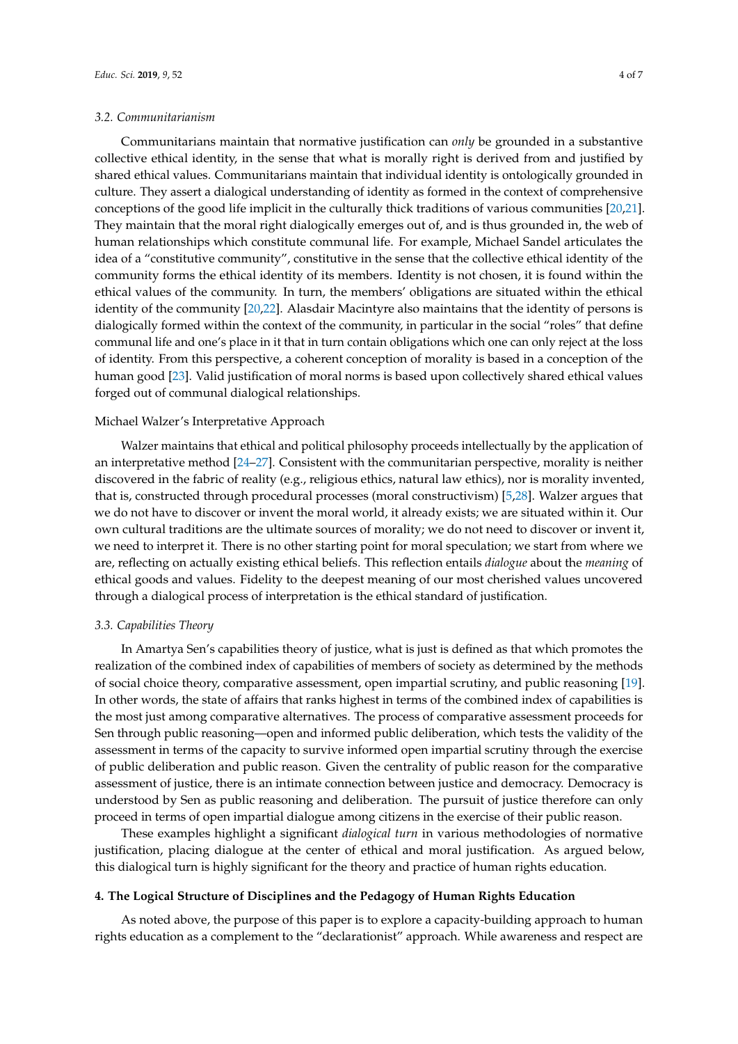### 3.2. Communitarianism

Communitarians maintain that normative justification can *only* be grounded in a substantive collective ethical identity, in the sense that what is morally right is derived from and justified by shared ethical values. Communitarians maintain that individual identity is ontologically grounded in culture. They assert a dialogical understanding of identity as formed in the context of comprehensive conceptions of the good life implicit in the culturally thick traditions of various communities [20,21]. They maintain that the moral right dialogically emerges out of, and is thus grounded in, the web of human relationships which constitute communal life. For example, Michael Sandel articulates the idea of a "constitutive community", constitutive in the sense that the collective ethical identity of the community forms the ethical identity of its members. Identity is not chosen, it is found within the ethical values of the community. In turn, the members' obligations are situated within the ethical identity of the community [20,22]. Alasdair Macintyre also maintains that the identity of persons is dialogically formed within the context of the community, in particular in the social "roles" that define communal life and one's place in it that in turn contain obligations which one can only reject at the loss of identity. From this perspective, a coherent conception of morality is based in a conception of the human good [23]. Valid justification of moral norms is based upon collectively shared ethical values forged out of communal dialogical relationships.

#### Michael Walzer's Interpretative Approach

Walzer maintains that ethical and political philosophy proceeds intellectually by the application of an interpretative method [24–27]. Consistent with the communitarian perspective, morality is neither discovered in the fabric of reality (e.g., religious ethics, natural law ethics), nor is morality invented, that is, constructed through procedural processes (moral constructivism) [5,28]. Walzer argues that we do not have to discover or invent the moral world, it already exists; we are situated within it. Our own cultural traditions are the ultimate sources of morality; we do not need to discover or invent it, we need to interpret it. There is no other starting point for moral speculation; we start from where we are, reflecting on actually existing ethical beliefs. This reflection entails *dialogue* about the *meaning* of ethical goods and values. Fidelity to the deepest meaning of our most cherished values uncovered through a dialogical process of interpretation is the ethical standard of justification.

### 3.3. Capabilities Theory

In Amartya Sen's capabilities theory of justice, what is just is defined as that which promotes the realization of the combined index of capabilities of members of society as determined by the methods of social choice theory, comparative assessment, open impartial scrutiny, and public reasoning [19]. In other words, the state of affairs that ranks highest in terms of the combined index of capabilities is the most just among comparative alternatives. The process of comparative assessment proceeds for Sen through public reasoning—open and informed public deliberation, which tests the validity of the assessment in terms of the capacity to survive informed open impartial scrutiny through the exercise of public deliberation and public reason. Given the centrality of public reason for the comparative assessment of justice, there is an intimate connection between justice and democracy. Democracy is understood by Sen as public reasoning and deliberation. The pursuit of justice therefore can only proceed in terms of open impartial dialogue among citizens in the exercise of their public reason.

These examples highlight a significant *dialogical turn* in various methodologies of normative justification, placing dialogue at the center of ethical and moral justification. As argued below, this dialogical turn is highly significant for the theory and practice of human rights education.

## 4. The Logical Structure of Disciplines and the Pedagogy of Human Rights Education

As noted above, the purpose of this paper is to explore a capacity-building approach to human rights education as a complement to the "declarationist" approach. While awareness and respect are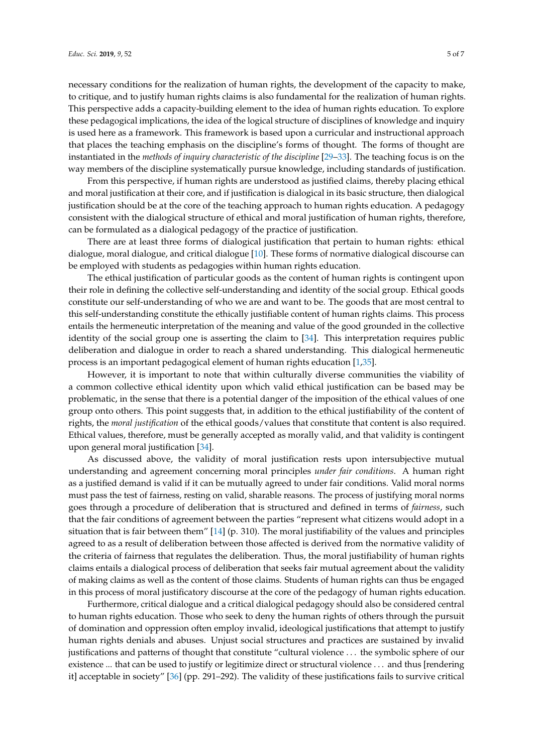necessary conditions for the realization of human rights, the development of the capacity to make, to critique, and to justify human rights claims is also fundamental for the realization of human rights. This perspective adds a capacity-building element to the idea of human rights education. To explore these pedagogical implications, the idea of the logical structure of disciplines of knowledge and inquiry is used here as a framework. This framework is based upon a curricular and instructional approach that places the teaching emphasis on the discipline's forms of thought. The forms of thought are instantiated in the *methods of inquiry characteristic of the discipline* [29–33]. The teaching focus is on the way members of the discipline systematically pursue knowledge, including standards of justification.

From this perspective, if human rights are understood as justified claims, thereby placing ethical and moral justification at their core, and if justification is dialogical in its basic structure, then dialogical justification should be at the core of the teaching approach to human rights education. A pedagogy consistent with the dialogical structure of ethical and moral justification of human rights, therefore, can be formulated as a dialogical pedagogy of the practice of justification.

There are at least three forms of dialogical justification that pertain to human rights: ethical dialogue, moral dialogue, and critical dialogue [10]. These forms of normative dialogical discourse can be employed with students as pedagogies within human rights education.

The ethical justification of particular goods as the content of human rights is contingent upon their role in defining the collective self-understanding and identity of the social group. Ethical goods constitute our self-understanding of who we are and want to be. The goods that are most central to this self-understanding constitute the ethically justifiable content of human rights claims. This process entails the hermeneutic interpretation of the meaning and value of the good grounded in the collective identity of the social group one is asserting the claim to [34]. This interpretation requires public deliberation and dialogue in order to reach a shared understanding. This dialogical hermeneutic process is an important pedagogical element of human rights education [1,35].

However, it is important to note that within culturally diverse communities the viability of a common collective ethical identity upon which valid ethical justification can be based may be problematic, in the sense that there is a potential danger of the imposition of the ethical values of one group onto others. This point suggests that, in addition to the ethical justifiability of the content of rights, the *moral justification* of the ethical goods/values that constitute that content is also required. Ethical values, therefore, must be generally accepted as morally valid, and that validity is contingent upon general moral justification [34].

As discussed above, the validity of moral justification rests upon intersubjective mutual understanding and agreement concerning moral principles *under fair conditions*. A human right as a justified demand is valid if it can be mutually agreed to under fair conditions. Valid moral norms must pass the test of fairness, resting on valid, sharable reasons. The process of justifying moral norms goes through a procedure of deliberation that is structured and defined in terms of *fairness*, such that the fair conditions of agreement between the parties "represent what citizens would adopt in a situation that is fair between them" [14] (p. 310). The moral justifiability of the values and principles agreed to as a result of deliberation between those affected is derived from the normative validity of the criteria of fairness that regulates the deliberation. Thus, the moral justifiability of human rights claims entails a dialogical process of deliberation that seeks fair mutual agreement about the validity of making claims as well as the content of those claims. Students of human rights can thus be engaged in this process of moral justificatory discourse at the core of the pedagogy of human rights education.

Furthermore, critical dialogue and a critical dialogical pedagogy should also be considered central to human rights education. Those who seek to deny the human rights of others through the pursuit of domination and oppression often employ invalid, ideological justifications that attempt to justify human rights denials and abuses. Unjust social structures and practices are sustained by invalid justifications and patterns of thought that constitute "cultural violence . . . the symbolic sphere of our existence ... that can be used to justify or legitimize direct or structural violence . . . and thus [rendering it] acceptable in society" [36] (pp. 291–292). The validity of these justifications fails to survive critical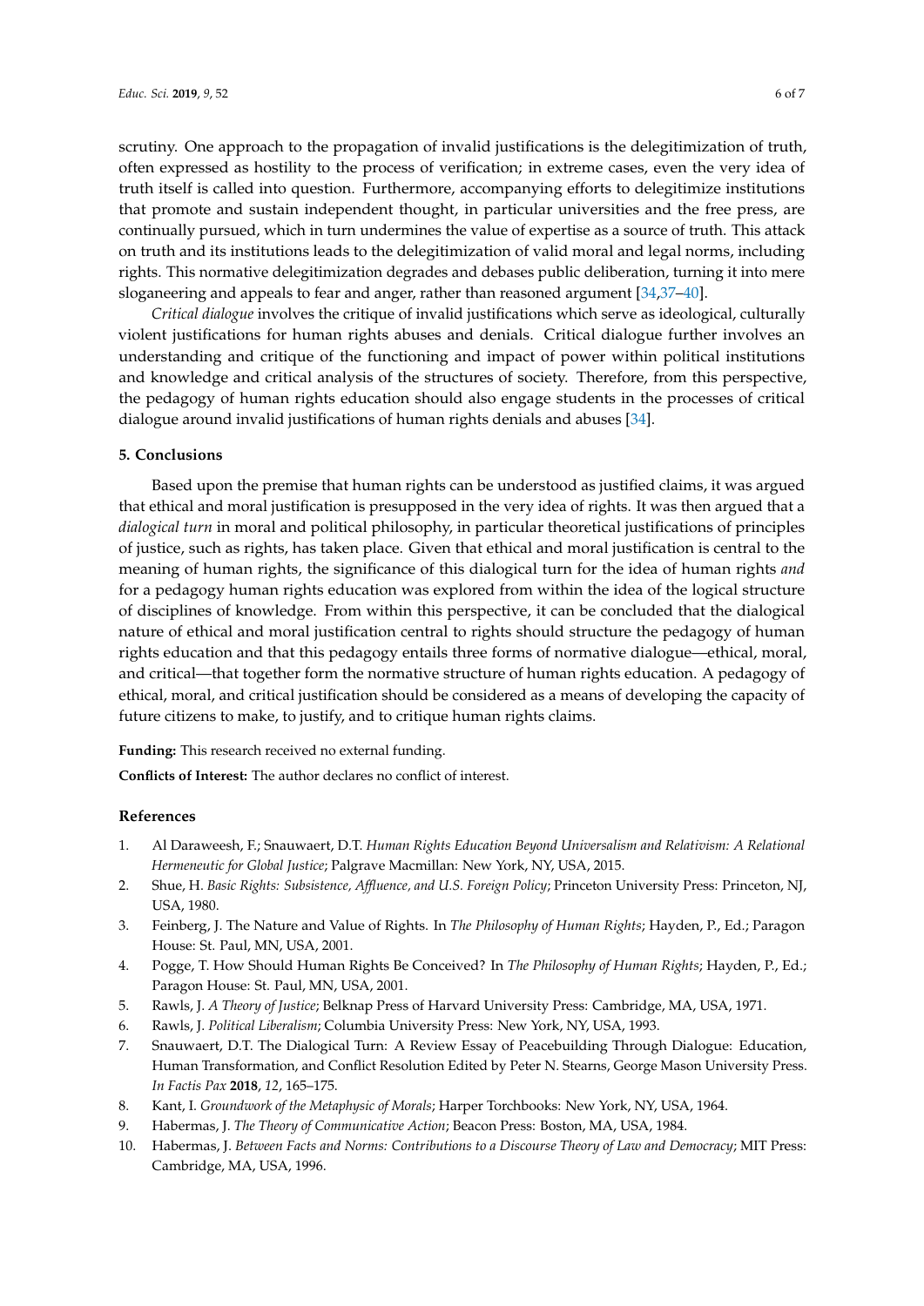scrutiny. One approach to the propagation of invalid justifications is the delegitimization of truth, often expressed as hostility to the process of verification; in extreme cases, even the very idea of truth itself is called into question. Furthermore, accompanying efforts to delegitimize institutions that promote and sustain independent thought, in particular universities and the free press, are continually pursued, which in turn undermines the value of expertise as a source of truth. This attack on truth and its institutions leads to the delegitimization of valid moral and legal norms, including rights. This normative delegitimization degrades and debases public deliberation, turning it into mere sloganeering and appeals to fear and anger, rather than reasoned argument [34,37–40].

*Critical dialogue* involves the critique of invalid justifications which serve as ideological, culturally violent justifications for human rights abuses and denials. Critical dialogue further involves an understanding and critique of the functioning and impact of power within political institutions and knowledge and critical analysis of the structures of society. Therefore, from this perspective, the pedagogy of human rights education should also engage students in the processes of critical dialogue around invalid justifications of human rights denials and abuses [34].

## 5. Conclusions

Based upon the premise that human rights can be understood as justified claims, it was argued that ethical and moral justification is presupposed in the very idea of rights. It was then argued that a *dialogical turn* in moral and political philosophy, in particular theoretical justifications of principles of justice, such as rights, has taken place. Given that ethical and moral justification is central to the meaning of human rights, the significance of this dialogical turn for the idea of human rights *and* for a pedagogy human rights education was explored from within the idea of the logical structure of disciplines of knowledge. From within this perspective, it can be concluded that the dialogical nature of ethical and moral justification central to rights should structure the pedagogy of human rights education and that this pedagogy entails three forms of normative dialogue—ethical, moral, and critical—that together form the normative structure of human rights education. A pedagogy of ethical, moral, and critical justification should be considered as a means of developing the capacity of future citizens to make, to justify, and to critique human rights claims.

**Funding:** This research received no external funding.

**Conflicts of Interest:** The author declares no conflict of interest.

## References

1. Al Daraweesh, F.; Snauwaert, D.T. *Human Rights Education Beyond Universalism and Relativism: A Relational Hermeneutic for Global Justice*; Palgrave Macmillan: New York, NY, USA, 2015.
2. Shue, H. *Basic Rights: Subsistence, Affluence, and U.S. Foreign Policy*; Princeton University Press: Princeton, NJ, USA, 1980.
3. Feinberg, J. The Nature and Value of Rights. In *The Philosophy of Human Rights*; Hayden, P., Ed.; Paragon House: St. Paul, MN, USA, 2001.
4. Pogge, T. How Should Human Rights Be Conceived? In *The Philosophy of Human Rights*; Hayden, P., Ed.; Paragon House: St. Paul, MN, USA, 2001.
5. Rawls, J. *A Theory of Justice*; Belknap Press of Harvard University Press: Cambridge, MA, USA, 1971.
6. Rawls, J. *Political Liberalism*; Columbia University Press: New York, NY, USA, 1993.
7. Snauwaert, D.T. The Dialogical Turn: A Review Essay of Peacebuilding Through Dialogue: Education, Human Transformation, and Conflict Resolution Edited by Peter N. Stearns, George Mason University Press. *In Factis Pax* **2018**, *12*, 165–175.
8. Kant, I. *Groundwork of the Metaphysic of Morals*; Harper Torchbooks: New York, NY, USA, 1964.
9. Habermas, J. *The Theory of Communicative Action*; Beacon Press: Boston, MA, USA, 1984.
10. Habermas, J. *Between Facts and Norms: Contributions to a Discourse Theory of Law and Democracy*; MIT Press: Cambridge, MA, USA, 1996.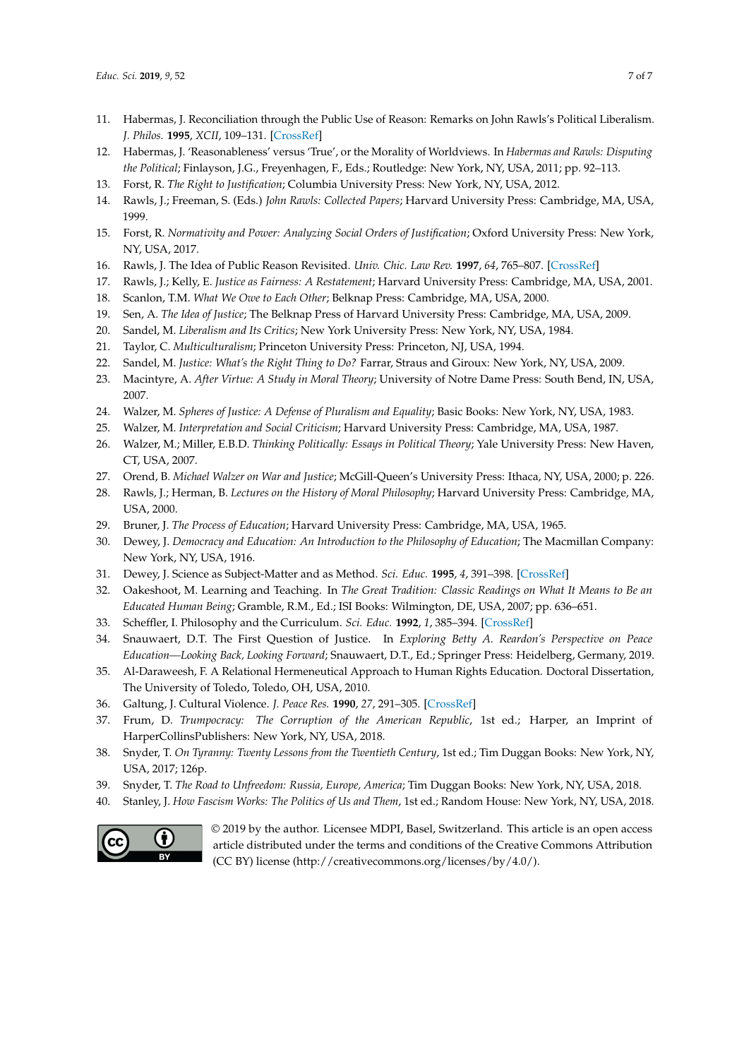11. Habermas, J. Reconciliation through the Public Use of Reason: Remarks on John Rawls's Political Liberalism. *J. Philos.* **1995**, *XCII*, 109–131. [CrossRef]
12. Habermas, J. 'Reasonableness' versus 'True', or the Morality of Worldviews. In *Habermas and Rawls: Disputing the Political*; Finlayson, J.G., Freyenhagen, F., Eds.; Routledge: New York, NY, USA, 2011; pp. 92–113.
13. Forst, R. *The Right to Justification*; Columbia University Press: New York, NY, USA, 2012.
14. Rawls, J.; Freeman, S. (Eds.) *John Rawls: Collected Papers*; Harvard University Press: Cambridge, MA, USA, 1999.
15. Forst, R. *Normativity and Power: Analyzing Social Orders of Justification*; Oxford University Press: New York, NY, USA, 2017.
16. Rawls, J. The Idea of Public Reason Revisited. *Univ. Chic. Law Rev.* **1997**, *64*, 765–807. [CrossRef]
17. Rawls, J.; Kelly, E. *Justice as Fairness: A Restatement*; Harvard University Press: Cambridge, MA, USA, 2001.
18. Scanlon, T.M. *What We Owe to Each Other*; Belknap Press: Cambridge, MA, USA, 2000.
19. Sen, A. *The Idea of Justice*; The Belknap Press of Harvard University Press: Cambridge, MA, USA, 2009.
20. Sandel, M. *Liberalism and Its Critics*; New York University Press: New York, NY, USA, 1984.
21. Taylor, C. *Multiculturalism*; Princeton University Press: Princeton, NJ, USA, 1994.
22. Sandel, M. *Justice: What's the Right Thing to Do?* Farrar, Straus and Giroux: New York, NY, USA, 2009.
23. Macintyre, A. *After Virtue: A Study in Moral Theory*; University of Notre Dame Press: South Bend, IN, USA, 2007.
24. Walzer, M. *Spheres of Justice: A Defense of Pluralism and Equality*; Basic Books: New York, NY, USA, 1983.
25. Walzer, M. *Interpretation and Social Criticism*; Harvard University Press: Cambridge, MA, USA, 1987.
26. Walzer, M.; Miller, E.B.D. *Thinking Politically: Essays in Political Theory*; Yale University Press: New Haven, CT, USA, 2007.
27. Orend, B. *Michael Walzer on War and Justice*; McGill-Queen's University Press: Ithaca, NY, USA, 2000; p. 226.
28. Rawls, J.; Herman, B. *Lectures on the History of Moral Philosophy*; Harvard University Press: Cambridge, MA, USA, 2000.
29. Bruner, J. *The Process of Education*; Harvard University Press: Cambridge, MA, USA, 1965.
30. Dewey, J. *Democracy and Education: An Introduction to the Philosophy of Education*; The Macmillan Company: New York, NY, USA, 1916.
31. Dewey, J. Science as Subject-Matter and as Method. *Sci. Educ.* **1995**, *4*, 391–398. [CrossRef]
32. Oakeshoot, M. Learning and Teaching. In *The Great Tradition: Classic Readings on What It Means to Be an Educated Human Being*; Gramble, R.M., Ed.; ISI Books: Wilmington, DE, USA, 2007; pp. 636–651.
33. Scheffler, I. Philosophy and the Curriculum. *Sci. Educ.* **1992**, *1*, 385–394. [CrossRef]
34. Snauwaert, D.T. The First Question of Justice. In *Exploring Betty A. Reardon's Perspective on Peace Education—Looking Back, Looking Forward*; Snauwaert, D.T., Ed.; Springer Press: Heidelberg, Germany, 2019.
35. Al-Daraweesh, F. A Relational Hermeneutical Approach to Human Rights Education. Doctoral Dissertation, The University of Toledo, Toledo, OH, USA, 2010.
36. Galtung, J. Cultural Violence. *J. Peace Res.* **1990**, *27*, 291–305. [CrossRef]
37. Frum, D. *Trumpocracy: The Corruption of the American Republic*, 1st ed.; Harper, an Imprint of HarperCollinsPublishers: New York, NY, USA, 2018.
38. Snyder, T. *On Tyranny: Twenty Lessons from the Twentieth Century*, 1st ed.; Tim Duggan Books: New York, NY, USA, 2017; 126p.
39. Snyder, T. *The Road to Unfreedom: Russia, Europe, America*; Tim Duggan Books: New York, NY, USA, 2018.
40. Stanley, J. *How Fascism Works: The Politics of Us and Them*, 1st ed.; Random House: New York, NY, USA, 2018.

© 2019 by the author. Licensee MDPI, Basel, Switzerland. This article is an open access article distributed under the terms and conditions of the Creative Commons Attribution (CC BY) license (http://creativecommons.org/licenses/by/4.0/).